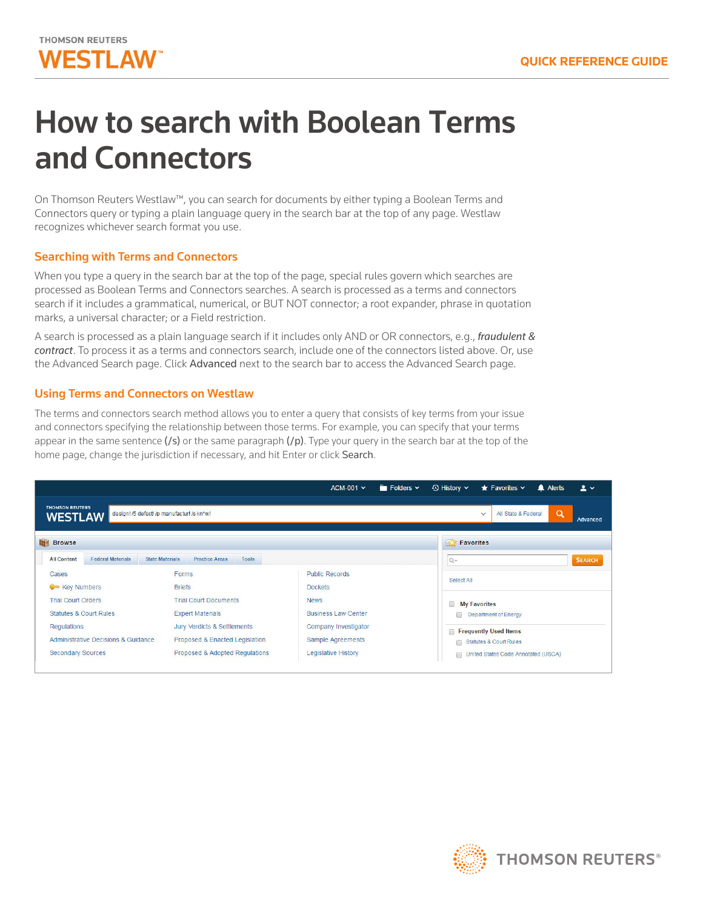THOMSON REUTERS

WESTLAW™

QUICK REFERENCE GUIDE

# How to search with Boolean Terms and Connectors

On Thomson Reuters Westlaw™, you can search for documents by either typing a Boolean Terms and Connectors query or typing a plain language query in the search bar at the top of any page. Westlaw recognizes whichever search format you use.

## Searching with Terms and Connectors

When you type a query in the search bar at the top of the page, special rules govern which searches are processed as Boolean Terms and Connectors searches. A search is processed as a terms and connectors search if it includes a grammatical, numerical, or BUT NOT connector; a root expander, phrase in quotation marks, a universal character; or a Field restriction.

A search is processed as a plain language search if it includes only AND or OR connectors, e.g., *fraudulent & contract*. To process it as a terms and connectors search, include one of the connectors listed above. Or, use the Advanced Search page. Click **Advanced** next to the search bar to access the Advanced Search page.

## Using Terms and Connectors on Westlaw

The terms and connectors search method allows you to enter a query that consists of key terms from your issue and connectors specifying the relationship between those terms. For example, you can specify that your terms appear in the same sentence (**/s**) or the same paragraph (**/p**). Type your query in the search bar at the top of the home page, change the jurisdiction if necessary, and hit Enter or click **Search**.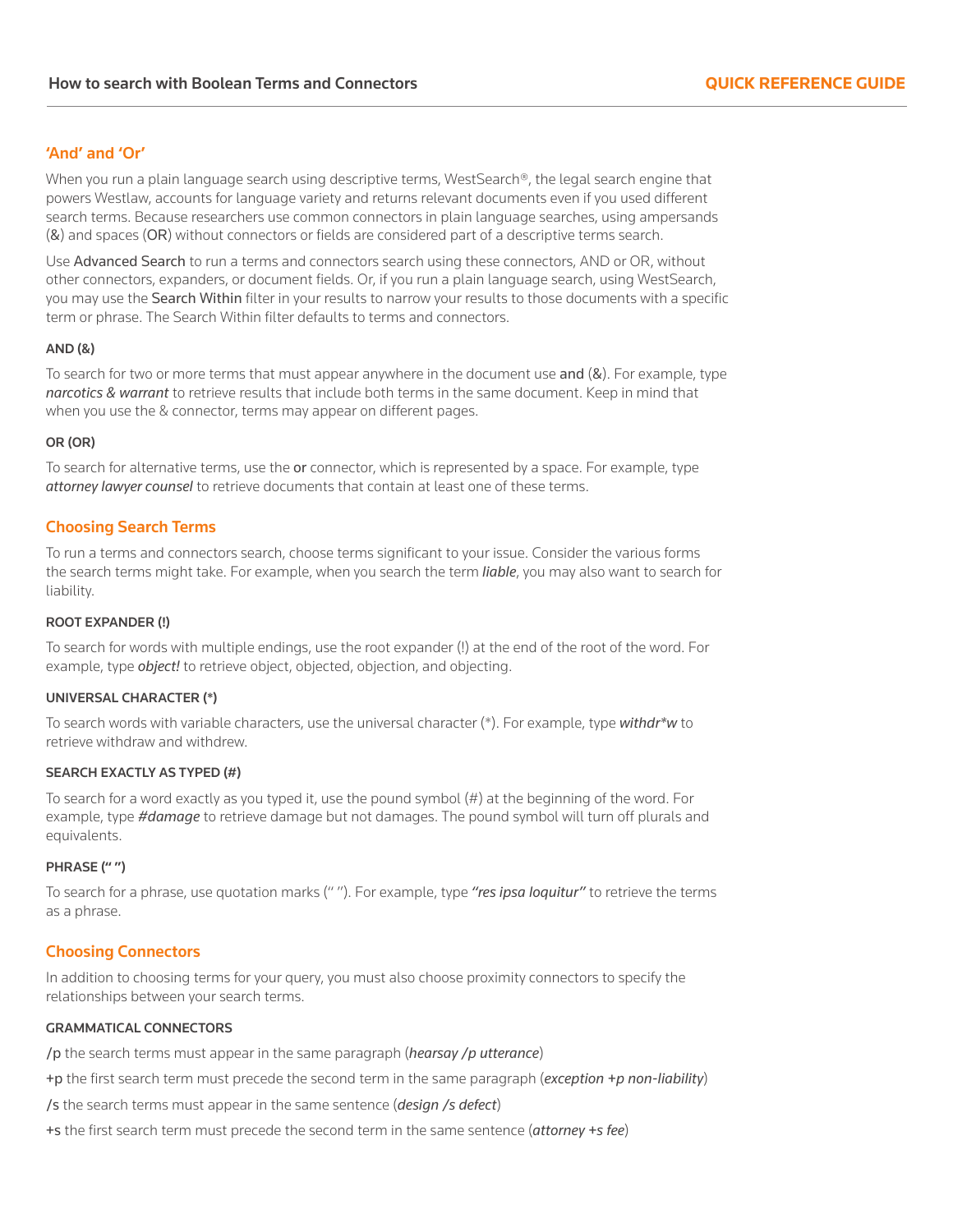## 'And' and 'Or'

When you run a plain language search using descriptive terms, WestSearch®, the legal search engine that powers Westlaw, accounts for language variety and returns relevant documents even if you used different search terms. Because researchers use common connectors in plain language searches, using ampersands (&) and spaces (OR) without connectors or fields are considered part of a descriptive terms search.

Use Advanced Search to run a terms and connectors search using these connectors, AND or OR, without other connectors, expanders, or document fields. Or, if you run a plain language search, using WestSearch, you may use the Search Within filter in your results to narrow your results to those documents with a specific term or phrase. The Search Within filter defaults to terms and connectors.

#### AND (&)

To search for two or more terms that must appear anywhere in the document use **and** (&). For example, type ***narcotics & warrant*** to retrieve results that include both terms in the same document. Keep in mind that when you use the & connector, terms may appear on different pages.

#### OR (OR)

To search for alternative terms, use the **or** connector, which is represented by a space. For example, type ***attorney lawyer counsel*** to retrieve documents that contain at least one of these terms.

## Choosing Search Terms

To run a terms and connectors search, choose terms significant to your issue. Consider the various forms the search terms might take. For example, when you search the term ***liable***, you may also want to search for liability.

#### ROOT EXPANDER (!)

To search for words with multiple endings, use the root expander (!) at the end of the root of the word. For example, type ***object!*** to retrieve object, objected, objection, and objecting.

#### UNIVERSAL CHARACTER (*)

To search words with variable characters, use the universal character (*). For example, type ***withdr*w*** to retrieve withdraw and withdrew.

#### SEARCH EXACTLY AS TYPED (#)

To search for a word exactly as you typed it, use the pound symbol (#) at the beginning of the word. For example, type ***#damage*** to retrieve damage but not damages. The pound symbol will turn off plurals and equivalents.

#### PHRASE (" ")

To search for a phrase, use quotation marks (" "). For example, type ***"res ipsa loquitur"*** to retrieve the terms as a phrase.

## Choosing Connectors

In addition to choosing terms for your query, you must also choose proximity connectors to specify the relationships between your search terms.

#### GRAMMATICAL CONNECTORS

/p the search terms must appear in the same paragraph (***hearsay /p utterance***)

+p the first search term must precede the second term in the same paragraph (***exception +p non-liability***)

/s the search terms must appear in the same sentence (***design /s defect***)

+s the first search term must precede the second term in the same sentence (***attorney +s fee***)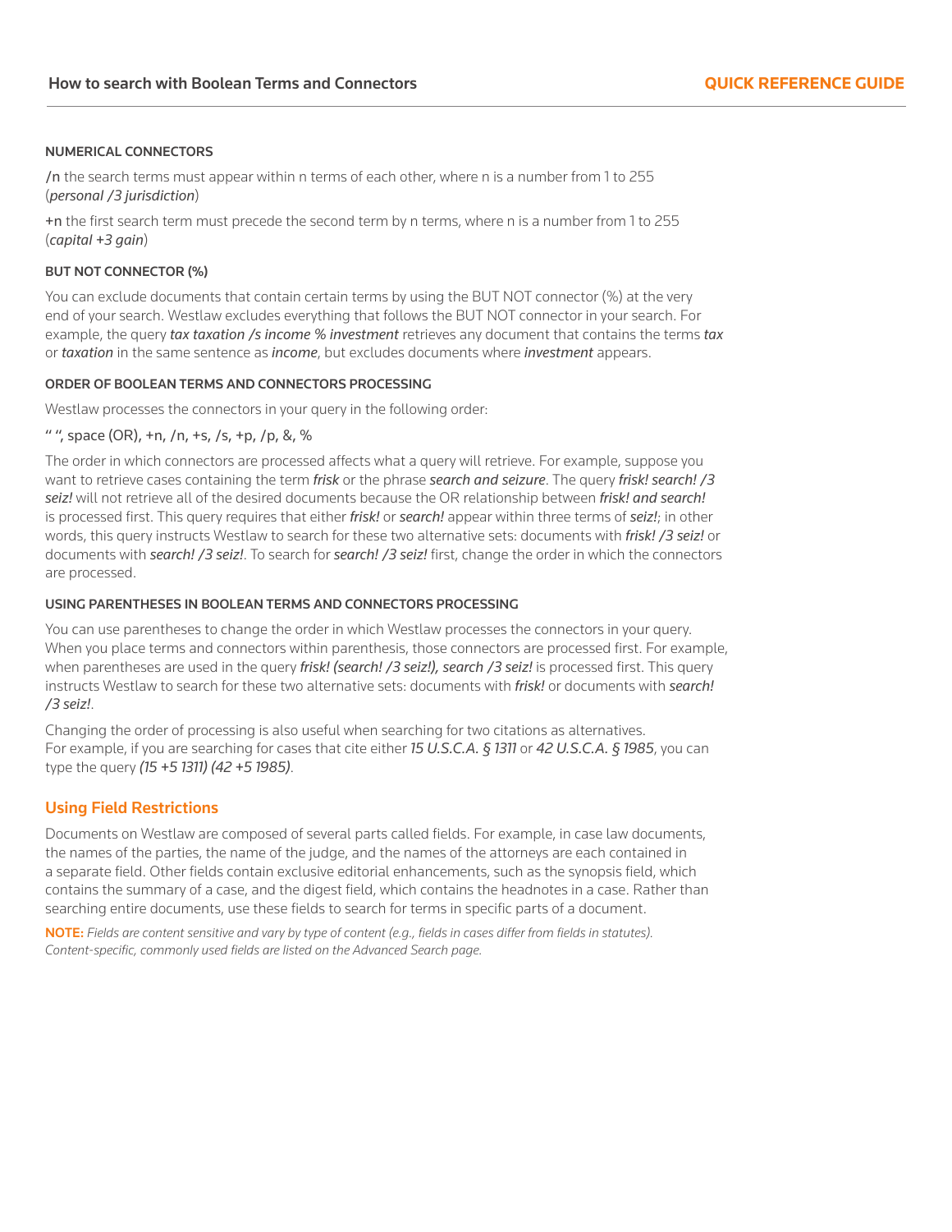### NUMERICAL CONNECTORS

**/n** the search terms must appear within n terms of each other, where n is a number from 1 to 255 (*personal /3 jurisdiction*)

**+n** the first search term must precede the second term by n terms, where n is a number from 1 to 255 (*capital +3 gain*)

### BUT NOT CONNECTOR (%)

You can exclude documents that contain certain terms by using the BUT NOT connector (%) at the very end of your search. Westlaw excludes everything that follows the BUT NOT connector in your search. For example, the query ***tax taxation /s income % investment*** retrieves any document that contains the terms ***tax*** or ***taxation*** in the same sentence as ***income***, but excludes documents where ***investment*** appears.

### ORDER OF BOOLEAN TERMS AND CONNECTORS PROCESSING

Westlaw processes the connectors in your query in the following order:

" ", space (OR), +n, /n, +s, /s, +p, /p, &, %

The order in which connectors are processed affects what a query will retrieve. For example, suppose you want to retrieve cases containing the term ***frisk*** or the phrase ***search and seizure***. The query ***frisk! search! /3 seiz!*** will not retrieve all of the desired documents because the OR relationship between ***frisk! and search!*** is processed first. This query requires that either ***frisk!*** or ***search!*** appear within three terms of ***seiz!***; in other words, this query instructs Westlaw to search for these two alternative sets: documents with ***frisk! /3 seiz!*** or documents with ***search! /3 seiz!***. To search for ***search! /3 seiz!*** first, change the order in which the connectors are processed.

### USING PARENTHESES IN BOOLEAN TERMS AND CONNECTORS PROCESSING

You can use parentheses to change the order in which Westlaw processes the connectors in your query. When you place terms and connectors within parenthesis, those connectors are processed first. For example, when parentheses are used in the query ***frisk! (search! /3 seiz!), search /3 seiz!*** is processed first. This query instructs Westlaw to search for these two alternative sets: documents with ***frisk!*** or documents with ***search! /3 seiz!***.

Changing the order of processing is also useful when searching for two citations as alternatives. For example, if you are searching for cases that cite either ***15 U.S.C.A. § 1311*** or ***42 U.S.C.A. § 1985***, you can type the query ***(15 +5 1311) (42 +5 1985)***.

## Using Field Restrictions

Documents on Westlaw are composed of several parts called fields. For example, in case law documents, the names of the parties, the name of the judge, and the names of the attorneys are each contained in a separate field. Other fields contain exclusive editorial enhancements, such as the synopsis field, which contains the summary of a case, and the digest field, which contains the headnotes in a case. Rather than searching entire documents, use these fields to search for terms in specific parts of a document.

**NOTE:** *Fields are content sensitive and vary by type of content (e.g., fields in cases differ from fields in statutes). Content-specific, commonly used fields are listed on the Advanced Search page.*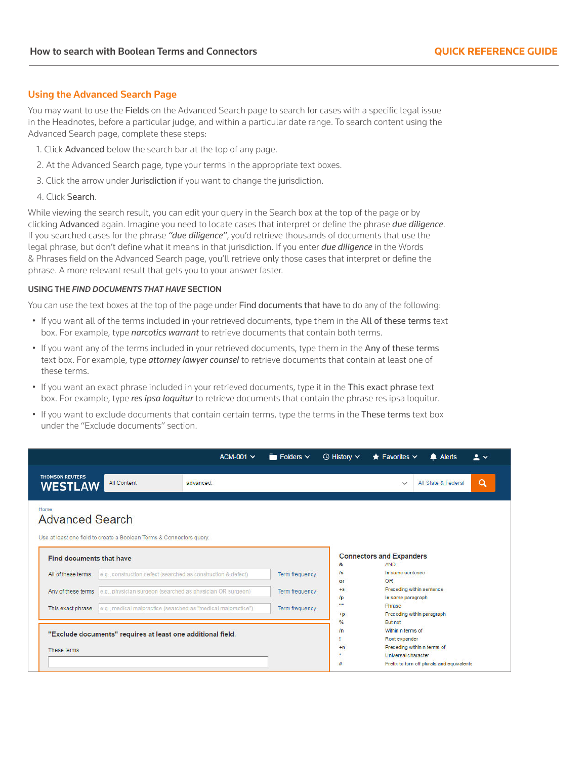## Using the Advanced Search Page

You may want to use the **Fields** on the Advanced Search page to search for cases with a specific legal issue in the Headnotes, before a particular judge, and within a particular date range. To search content using the Advanced Search page, complete these steps:

1. Click **Advanced** below the search bar at the top of any page.
2. At the Advanced Search page, type your terms in the appropriate text boxes.
3. Click the arrow under **Jurisdiction** if you want to change the jurisdiction.
4. Click **Search**.

While viewing the search result, you can edit your query in the Search box at the top of the page or by clicking **Advanced** again. Imagine you need to locate cases that interpret or define the phrase ***due diligence***. If you searched cases for the phrase ***"due diligence"***, you'd retrieve thousands of documents that use the legal phrase, but don't define what it means in that jurisdiction. If you enter ***due diligence*** in the Words & Phrases field on the Advanced Search page, you'll retrieve only those cases that interpret or define the phrase. A more relevant result that gets you to your answer faster.

### USING THE *FIND DOCUMENTS THAT HAVE* SECTION

You can use the text boxes at the top of the page under **Find documents that have** to do any of the following:

- If you want all of the terms included in your retrieved documents, type them in the **All of these terms** text box. For example, type ***narcotics warrant*** to retrieve documents that contain both terms.
- If you want any of the terms included in your retrieved documents, type them in the **Any of these terms** text box. For example, type ***attorney lawyer counsel*** to retrieve documents that contain at least one of these terms.
- If you want an exact phrase included in your retrieved documents, type it in the **This exact phrase** text box. For example, type ***res ipsa loquitur*** to retrieve documents that contain the phrase res ipsa loquitur.
- If you want to exclude documents that contain certain terms, type the terms in the **These terms** text box under the "Exclude documents" section.

ACM-001 | Folders | History | Favorites | Alerts

THOMSON REUTERS WESTLAW | All Content | advanced: | All State & Federal

Home

Advanced Search

Use at least one field to create a Boolean Terms & Connectors query.

**Find documents that have**

| Field | Example | |
|---|---|---|
| All of these terms | e.g., construction defect (searched as construction & defect) | Term frequency |
| Any of these terms | e.g., physician surgeon (searched as physician OR surgeon) | Term frequency |
| This exact phrase | e.g., medical malpractice (searched as "medical malpractice") | Term frequency |

**"Exclude documents" requires at least one additional field.**

These terms

**Connectors and Expanders**

| Connector | Meaning |
|---|---|
| & | AND |
| /s | In same sentence |
| or | OR |
| +s | Preceding within sentence |
| /p | In same paragraph |
| "" | Phrase |
| +p | Preceding within paragraph |
| % | But not |
| /n | Within n terms of |
| ! | Root expander |
| +n | Preceding within n terms of |
| * | Universal character |
| # | Prefix to turn off plurals and equivalents |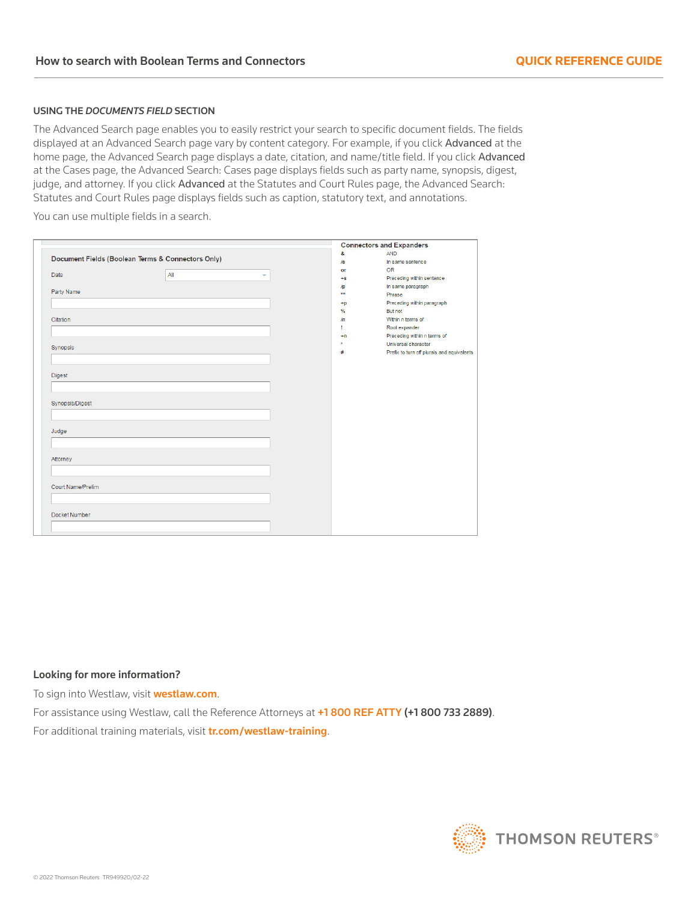### USING THE *DOCUMENTS FIELD* SECTION

The Advanced Search page enables you to easily restrict your search to specific document fields. The fields displayed at an Advanced Search page vary by content category. For example, if you click Advanced at the home page, the Advanced Search page displays a date, citation, and name/title field. If you click Advanced at the Cases page, the Advanced Search: Cases page displays fields such as party name, synopsis, digest, judge, and attorney. If you click Advanced at the Statutes and Court Rules page, the Advanced Search: Statutes and Court Rules page displays fields such as caption, statutory text, and annotations.

You can use multiple fields in a search.

**Document Fields (Boolean Terms & Connectors Only)**

Date: All

Party Name

Citation

Synopsis

Digest

Synopsis/Digest

Judge

Attorney

Court Name/Prelim

Docket Number

**Connectors and Expanders**

| | |
|---|---|
| & | AND |
| /s | In same sentence |
| or | OR |
| +s | Preceding within sentence |
| /p | In same paragraph |
| "" | Phrase |
| +p | Preceding within paragraph |
| % | But not |
| /n | Within n terms of |
| ! | Root expander |
| +n | Preceding within n terms of |
| * | Universal character |
| # | Prefix to turn of plurals and equivalents |

**Looking for more information?**

To sign into Westlaw, visit **westlaw.com**.

For assistance using Westlaw, call the Reference Attorneys at **+1 800 REF ATTY (+1 800 733 2889)**.

For additional training materials, visit **tr.com/westlaw-training**.

THOMSON REUTERS®

© 2022 Thomson Reuters TR949920/02-22